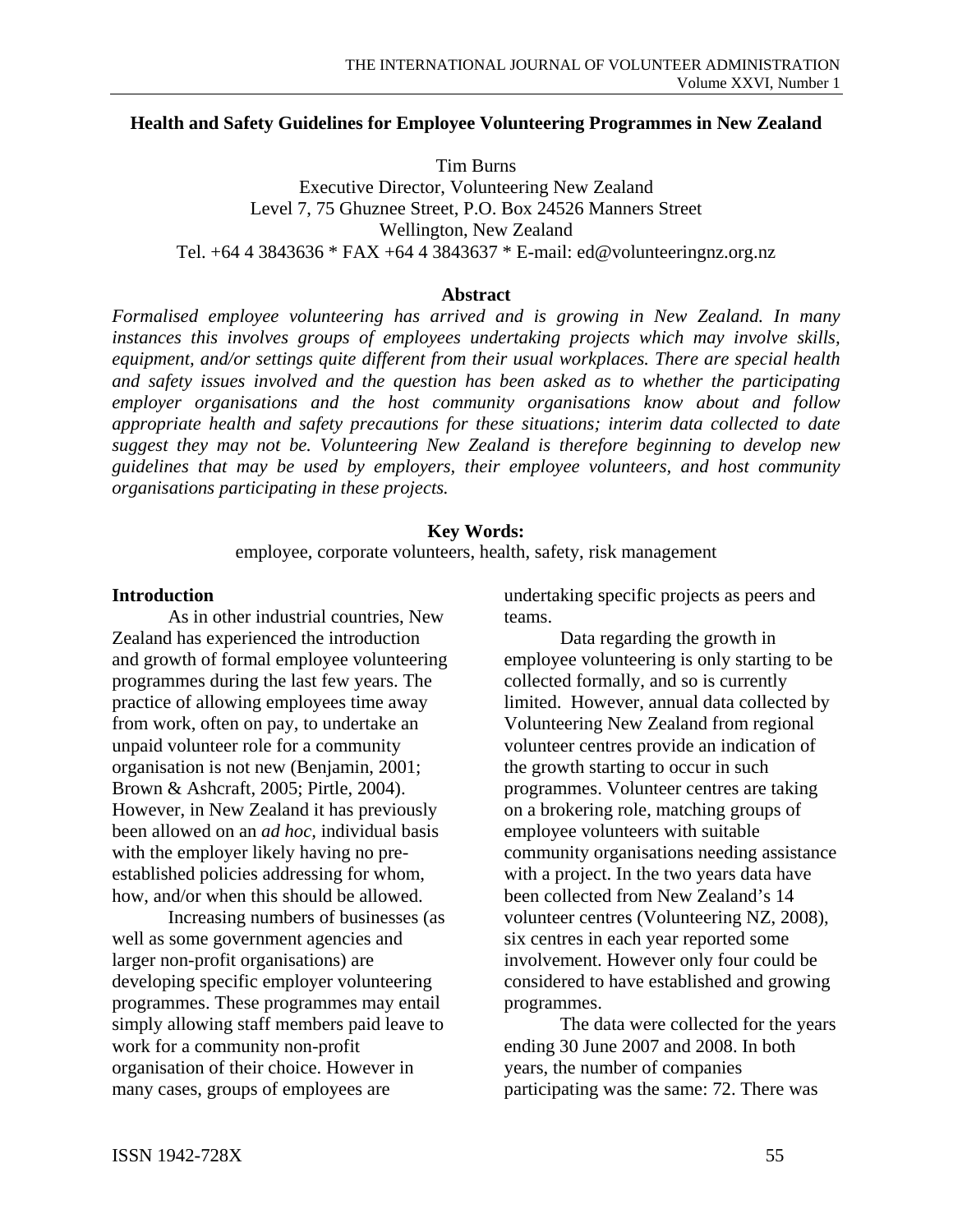# Health and Safety Guidelines for Employee Volunteering Programmes in New Zealand

Tim Burns
Executive Director, Volunteering New Zealand
Level 7, 75 Ghuznee Street, P.O. Box 24526 Manners Street
Wellington, New Zealand
Tel. +64 4 3843636 * FAX +64 4 3843637 * E-mail: ed@volunteeringnz.org.nz

## Abstract

*Formalised employee volunteering has arrived and is growing in New Zealand. In many instances this involves groups of employees undertaking projects which may involve skills, equipment, and/or settings quite different from their usual workplaces. There are special health and safety issues involved and the question has been asked as to whether the participating employer organisations and the host community organisations know about and follow appropriate health and safety precautions for these situations; interim data collected to date suggest they may not be. Volunteering New Zealand is therefore beginning to develop new guidelines that may be used by employers, their employee volunteers, and host community organisations participating in these projects.*

**Key Words:**
employee, corporate volunteers, health, safety, risk management

## Introduction

As in other industrial countries, New Zealand has experienced the introduction and growth of formal employee volunteering programmes during the last few years. The practice of allowing employees time away from work, often on pay, to undertake an unpaid volunteer role for a community organisation is not new (Benjamin, 2001; Brown & Ashcraft, 2005; Pirtle, 2004). However, in New Zealand it has previously been allowed on an *ad hoc*, individual basis with the employer likely having no pre-established policies addressing for whom, how, and/or when this should be allowed.

Increasing numbers of businesses (as well as some government agencies and larger non-profit organisations) are developing specific employer volunteering programmes. These programmes may entail simply allowing staff members paid leave to work for a community non-profit organisation of their choice. However in many cases, groups of employees are undertaking specific projects as peers and teams.

Data regarding the growth in employee volunteering is only starting to be collected formally, and so is currently limited. However, annual data collected by Volunteering New Zealand from regional volunteer centres provide an indication of the growth starting to occur in such programmes. Volunteer centres are taking on a brokering role, matching groups of employee volunteers with suitable community organisations needing assistance with a project. In the two years data have been collected from New Zealand's 14 volunteer centres (Volunteering NZ, 2008), six centres in each year reported some involvement. However only four could be considered to have established and growing programmes.

The data were collected for the years ending 30 June 2007 and 2008. In both years, the number of companies participating was the same: 72. There was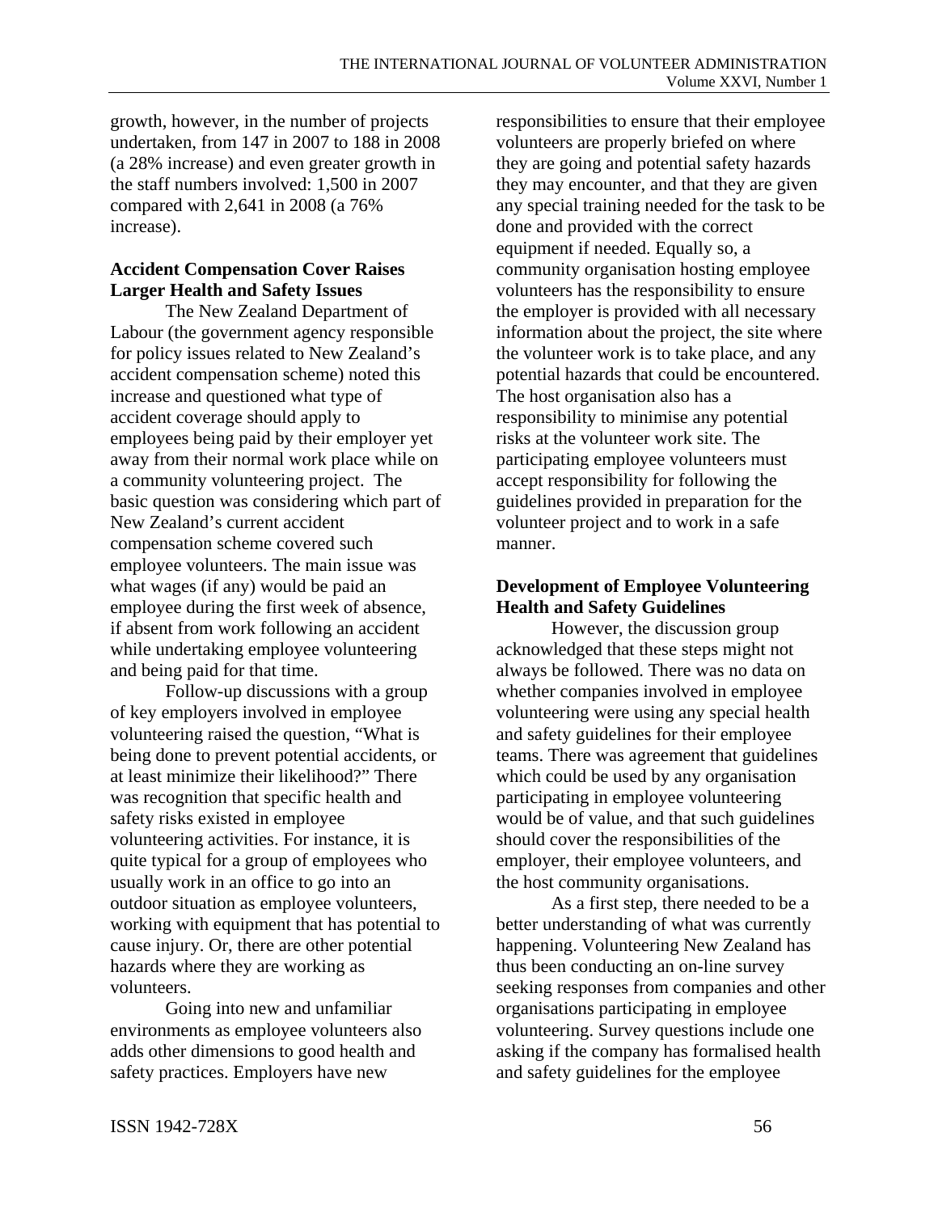growth, however, in the number of projects undertaken, from 147 in 2007 to 188 in 2008 (a 28% increase) and even greater growth in the staff numbers involved: 1,500 in 2007 compared with 2,641 in 2008 (a 76% increase).

**Accident Compensation Cover Raises Larger Health and Safety Issues**

The New Zealand Department of Labour (the government agency responsible for policy issues related to New Zealand's accident compensation scheme) noted this increase and questioned what type of accident coverage should apply to employees being paid by their employer yet away from their normal work place while on a community volunteering project. The basic question was considering which part of New Zealand's current accident compensation scheme covered such employee volunteers. The main issue was what wages (if any) would be paid an employee during the first week of absence, if absent from work following an accident while undertaking employee volunteering and being paid for that time.

Follow-up discussions with a group of key employers involved in employee volunteering raised the question, "What is being done to prevent potential accidents, or at least minimize their likelihood?" There was recognition that specific health and safety risks existed in employee volunteering activities. For instance, it is quite typical for a group of employees who usually work in an office to go into an outdoor situation as employee volunteers, working with equipment that has potential to cause injury. Or, there are other potential hazards where they are working as volunteers.

Going into new and unfamiliar environments as employee volunteers also adds other dimensions to good health and safety practices. Employers have new responsibilities to ensure that their employee volunteers are properly briefed on where they are going and potential safety hazards they may encounter, and that they are given any special training needed for the task to be done and provided with the correct equipment if needed. Equally so, a community organisation hosting employee volunteers has the responsibility to ensure the employer is provided with all necessary information about the project, the site where the volunteer work is to take place, and any potential hazards that could be encountered. The host organisation also has a responsibility to minimise any potential risks at the volunteer work site. The participating employee volunteers must accept responsibility for following the guidelines provided in preparation for the volunteer project and to work in a safe manner.

**Development of Employee Volunteering Health and Safety Guidelines**

However, the discussion group acknowledged that these steps might not always be followed. There was no data on whether companies involved in employee volunteering were using any special health and safety guidelines for their employee teams. There was agreement that guidelines which could be used by any organisation participating in employee volunteering would be of value, and that such guidelines should cover the responsibilities of the employer, their employee volunteers, and the host community organisations.

As a first step, there needed to be a better understanding of what was currently happening. Volunteering New Zealand has thus been conducting an on-line survey seeking responses from companies and other organisations participating in employee volunteering. Survey questions include one asking if the company has formalised health and safety guidelines for the employee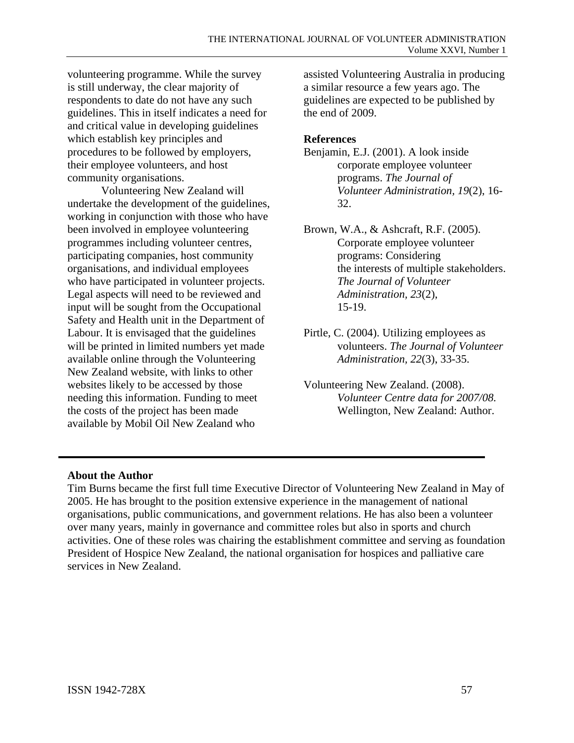volunteering programme. While the survey is still underway, the clear majority of respondents to date do not have any such guidelines. This in itself indicates a need for and critical value in developing guidelines which establish key principles and procedures to be followed by employers, their employee volunteers, and host community organisations.

Volunteering New Zealand will undertake the development of the guidelines, working in conjunction with those who have been involved in employee volunteering programmes including volunteer centres, participating companies, host community organisations, and individual employees who have participated in volunteer projects. Legal aspects will need to be reviewed and input will be sought from the Occupational Safety and Health unit in the Department of Labour. It is envisaged that the guidelines will be printed in limited numbers yet made available online through the Volunteering New Zealand website, with links to other websites likely to be accessed by those needing this information. Funding to meet the costs of the project has been made available by Mobil Oil New Zealand who assisted Volunteering Australia in producing a similar resource a few years ago. The guidelines are expected to be published by the end of 2009.

## References

Benjamin, E.J. (2001). A look inside corporate employee volunteer programs. *The Journal of Volunteer Administration, 19*(2), 16-32.

Brown, W.A., & Ashcraft, R.F. (2005). Corporate employee volunteer programs: Considering the interests of multiple stakeholders. *The Journal of Volunteer Administration, 23*(2), 15-19.

Pirtle, C. (2004). Utilizing employees as volunteers. *The Journal of Volunteer Administration, 22*(3), 33-35.

Volunteering New Zealand. (2008). *Volunteer Centre data for 2007/08.* Wellington, New Zealand: Author.

---

## About the Author

Tim Burns became the first full time Executive Director of Volunteering New Zealand in May of 2005. He has brought to the position extensive experience in the management of national organisations, public communications, and government relations. He has also been a volunteer over many years, mainly in governance and committee roles but also in sports and church activities. One of these roles was chairing the establishment committee and serving as foundation President of Hospice New Zealand, the national organisation for hospices and palliative care services in New Zealand.